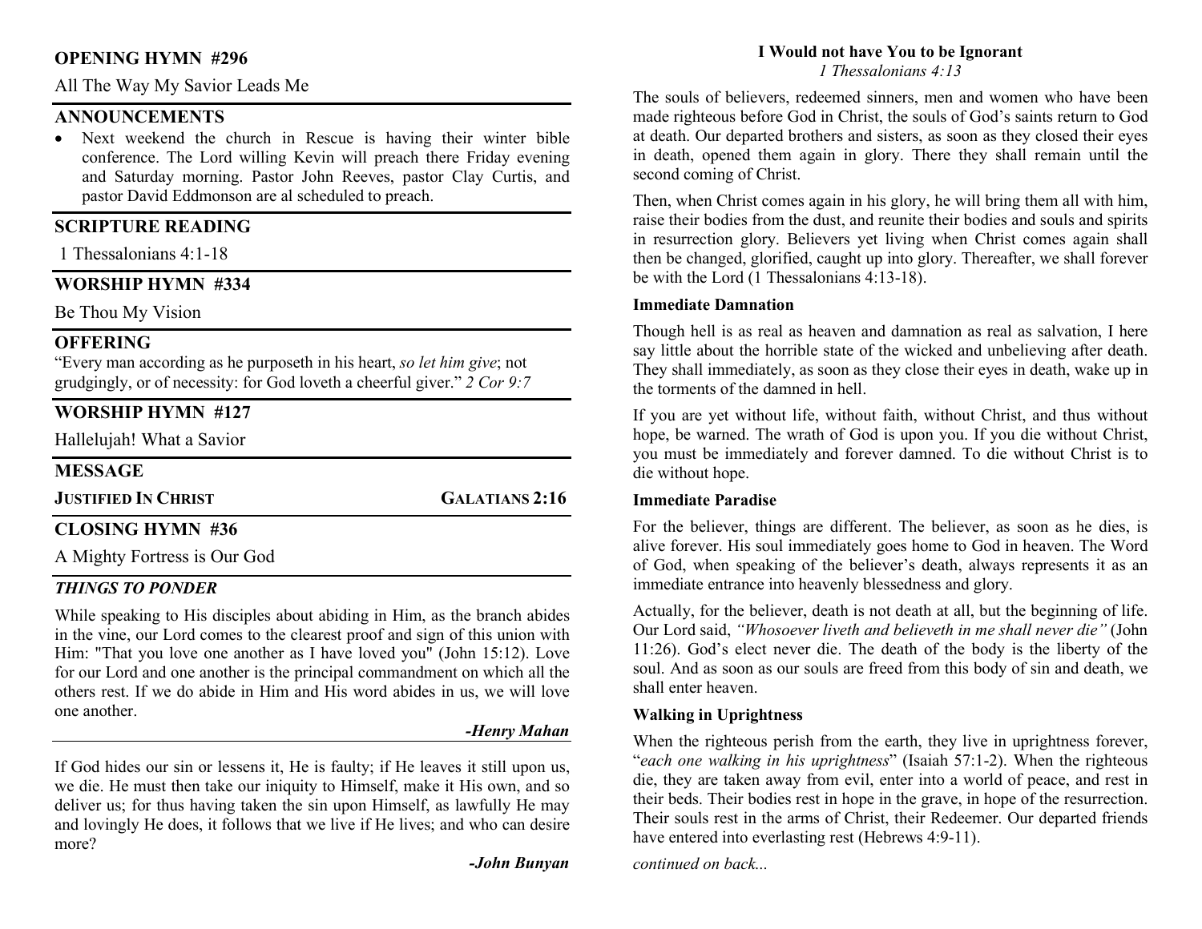## OPENING HYMN #296

All The Way My Savior Leads Me

## ANNOUNCEMENTS

- Next weekend the church in Rescue is having their winter bible conference. The Lord willing Kevin will preach there Friday evening and Saturday morning. Pastor John Reeves, pastor Clay Curtis, and pastor David Eddmonson are al scheduled to preach.

## SCRIPTURE READING

1 Thessalonians 4:1-18

## WORSHIP HYMN #334

Be Thou My Vision

## OFFERING

"Every man according as he purposeth in his heart, *so let him give*; not grudgingly, or of necessity: for God loveth a cheerful giver." *2 Cor 9:7*

## WORSHIP HYMN #127

Hallelujah! What a Savior

## MESSAGE

**JUSTIFIED IN CHRIST** — **GALATIANS 2:16**

## CLOSING HYMN #36

A Mighty Fortress is Our God

## *THINGS TO PONDER*

While speaking to His disciples about abiding in Him, as the branch abides in the vine, our Lord comes to the clearest proof and sign of this union with Him: "That you love one another as I have loved you" (John 15:12). Love for our Lord and one another is the principal commandment on which all the others rest. If we do abide in Him and His word abides in us, we will love one another.

***-Henry Mahan***

If God hides our sin or lessens it, He is faulty; if He leaves it still upon us, we die. He must then take our iniquity to Himself, make it His own, and so deliver us; for thus having taken the sin upon Himself, as lawfully He may and lovingly He does, it follows that we live if He lives; and who can desire more?

***-John Bunyan***

## I Would not have You to be Ignorant

*1 Thessalonians 4:13*

The souls of believers, redeemed sinners, men and women who have been made righteous before God in Christ, the souls of God's saints return to God at death. Our departed brothers and sisters, as soon as they closed their eyes in death, opened them again in glory. There they shall remain until the second coming of Christ.

Then, when Christ comes again in his glory, he will bring them all with him, raise their bodies from the dust, and reunite their bodies and souls and spirits in resurrection glory. Believers yet living when Christ comes again shall then be changed, glorified, caught up into glory. Thereafter, we shall forever be with the Lord (1 Thessalonians 4:13-18).

### Immediate Damnation

Though hell is as real as heaven and damnation as real as salvation, I here say little about the horrible state of the wicked and unbelieving after death. They shall immediately, as soon as they close their eyes in death, wake up in the torments of the damned in hell.

If you are yet without life, without faith, without Christ, and thus without hope, be warned. The wrath of God is upon you. If you die without Christ, you must be immediately and forever damned. To die without Christ is to die without hope.

### Immediate Paradise

For the believer, things are different. The believer, as soon as he dies, is alive forever. His soul immediately goes home to God in heaven. The Word of God, when speaking of the believer's death, always represents it as an immediate entrance into heavenly blessedness and glory.

Actually, for the believer, death is not death at all, but the beginning of life. Our Lord said, *"Whosoever liveth and believeth in me shall never die"* (John 11:26). God's elect never die. The death of the body is the liberty of the soul. And as soon as our souls are freed from this body of sin and death, we shall enter heaven.

### Walking in Uprightness

When the righteous perish from the earth, they live in uprightness forever, "*each one walking in his uprightness*" (Isaiah 57:1-2). When the righteous die, they are taken away from evil, enter into a world of peace, and rest in their beds. Their bodies rest in hope in the grave, in hope of the resurrection. Their souls rest in the arms of Christ, their Redeemer. Our departed friends have entered into everlasting rest (Hebrews 4:9-11).

*continued on back...*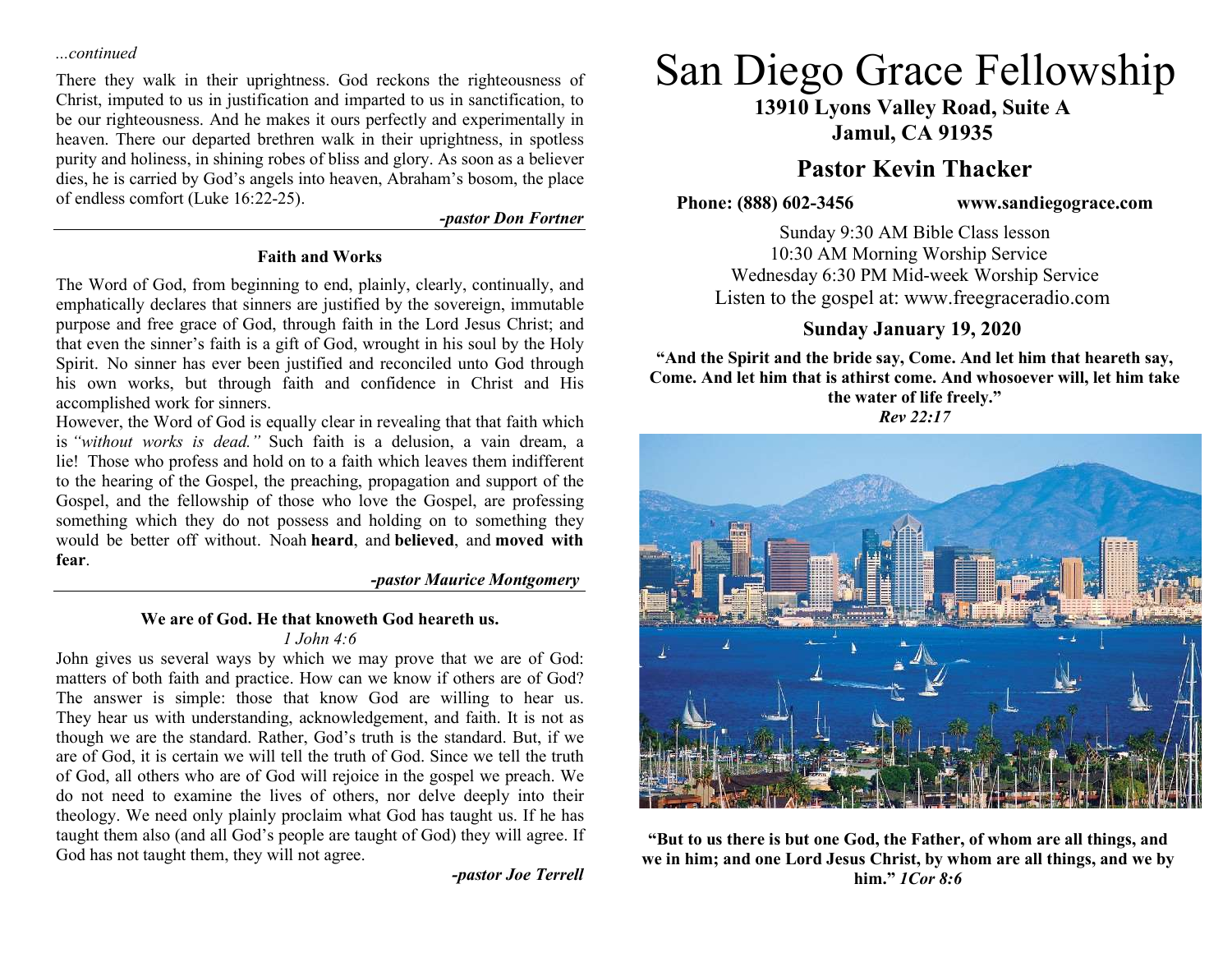*...continued*

There they walk in their uprightness. God reckons the righteousness of Christ, imputed to us in justification and imparted to us in sanctification, to be our righteousness. And he makes it ours perfectly and experimentally in heaven. There our departed brethren walk in their uprightness, in spotless purity and holiness, in shining robes of bliss and glory. As soon as a believer dies, he is carried by God's angels into heaven, Abraham's bosom, the place of endless comfort (Luke 16:22-25).

***-pastor Don Fortner***

---

**Faith and Works**

The Word of God, from beginning to end, plainly, clearly, continually, and emphatically declares that sinners are justified by the sovereign, immutable purpose and free grace of God, through faith in the Lord Jesus Christ; and that even the sinner's faith is a gift of God, wrought in his soul by the Holy Spirit. No sinner has ever been justified and reconciled unto God through his own works, but through faith and confidence in Christ and His accomplished work for sinners.

However, the Word of God is equally clear in revealing that that faith which is *"without works is dead."* Such faith is a delusion, a vain dream, a lie! Those who profess and hold on to a faith which leaves them indifferent to the hearing of the Gospel, the preaching, propagation and support of the Gospel, and the fellowship of those who love the Gospel, are professing something which they do not possess and holding on to something they would be better off without. Noah **heard**, and **believed**, and **moved with fear**.

***-pastor Maurice Montgomery***

---

**We are of God. He that knoweth God heareth us.**

*1 John 4:6*

John gives us several ways by which we may prove that we are of God: matters of both faith and practice. How can we know if others are of God? The answer is simple: those that know God are willing to hear us. They hear us with understanding, acknowledgement, and faith. It is not as though we are the standard. Rather, God's truth is the standard. But, if we are of God, it is certain we will tell the truth of God. Since we tell the truth of God, all others who are of God will rejoice in the gospel we preach. We do not need to examine the lives of others, nor delve deeply into their theology. We need only plainly proclaim what God has taught us. If he has taught them also (and all God's people are taught of God) they will agree. If God has not taught them, they will not agree.

***-pastor Joe Terrell***

# San Diego Grace Fellowship

**13910 Lyons Valley Road, Suite A**
**Jamul, CA 91935**

## Pastor Kevin Thacker

**Phone: (888) 602-3456** **www.sandiegograce.com**

Sunday 9:30 AM Bible Class lesson
10:30 AM Morning Worship Service
Wednesday 6:30 PM Mid-week Worship Service
Listen to the gospel at: www.freegraceradio.com

### Sunday January 19, 2020

**"And the Spirit and the bride say, Come. And let him that heareth say, Come. And let him that is athirst come. And whosoever will, let him take the water of life freely."**
***Rev 22:17***

**"But to us there is but one God, the Father, of whom are all things, and we in him; and one Lord Jesus Christ, by whom are all things, and we by him."** ***1Cor 8:6***